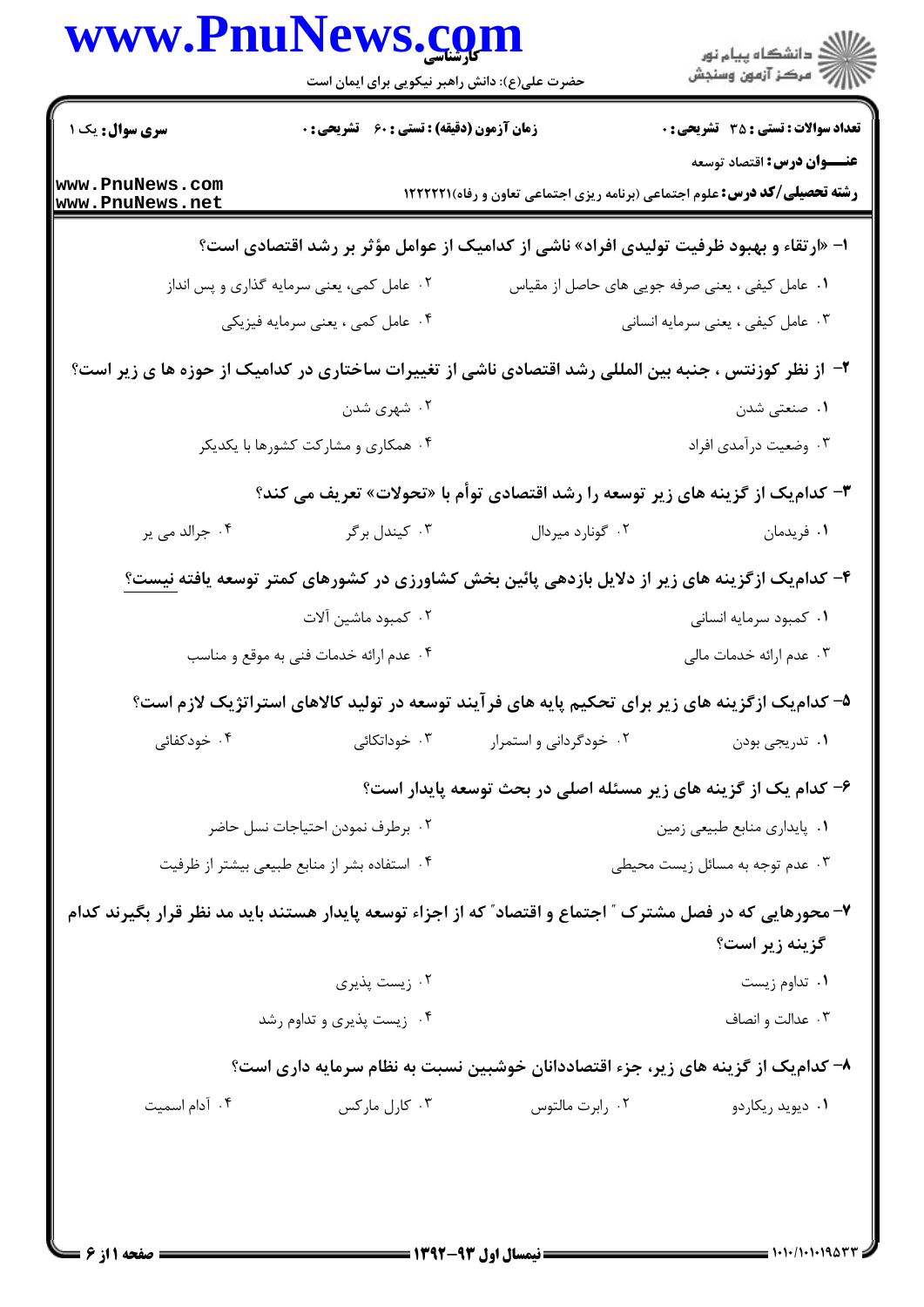**سری سوال:** یک ۱ | **زمان آزمون (دقیقه) : تستی : ۶۰ تشریحی : ۰** | **تعداد سوالات : تستی : ۳۵ تشریحی : ۰**

**عنـــوان درس:** اقتصاد توسعه

**رشته تحصیلی/کد درس:** علوم اجتماعی (برنامه ریزی اجتماعی تعاون و رفاه)۱۲۲۲۲۲۱

**۱- «ارتقاء و بهبود ظرفیت تولیدی افراد» ناشی از کدامیک از عوامل مؤثر بر رشد اقتصادی است؟**

۱. عامل کیفی ، یعنی صرفه جویی های حاصل از مقیاس
۲. عامل کمی، یعنی سرمایه گذاری و پس انداز
۳. عامل کیفی ، یعنی سرمایه انسانی
۴. عامل کمی ، یعنی سرمایه فیزیکی

**۲- از نظر کوزنتس ، جنبه بین المللی رشد اقتصادی ناشی از تغییرات ساختاری در کدامیک از حوزه ها ی زیر است؟**

۱. صنعتی شدن
۲. شهری شدن
۳. وضعیت درآمدی افراد
۴. همکاری و مشارکت کشورها با یکدیگر

**۳- کدامیک از گزینه های زیر توسعه را رشد اقتصادی توأم با «تحولات» تعریف می کند؟**

۱. فریدمان
۲. گونارد میردال
۳. کیندل برگر
۴. جرالد می یر

**۴- کدامیک ازگزینه های زیر از دلایل بازدهی پائین بخش کشاورزی در کشورهای کمتر توسعه یافته نیست؟**

۱. کمبود سرمایه انسانی
۲. کمبود ماشین آلات
۳. عدم ارائه خدمات مالی
۴. عدم ارائه خدمات فنی به موقع و مناسب

**۵- کدامیک ازگزینه های زیر برای تحکیم پایه های فرآیند توسعه در تولید کالاهای استراتژیک لازم است؟**

۱. تدریجی بودن
۲. خودگردانی و استمرار
۳. خوداتکائی
۴. خودکفائی

**۶- کدام یک از گزینه های زیر مسئله اصلی در بحث توسعه پایدار است؟**

۱. پایداری منابع طبیعی زمین
۲. برطرف نمودن احتیاجات نسل حاضر
۳. عدم توجه به مسائل زیست محیطی
۴. استفاده بشر از منابع طبیعی بیشتر از ظرفیت

**۷- محورهایی که در فصل مشترک " اجتماع و اقتصاد" که از اجزاء توسعه پایدار هستند باید مد نظر قرار بگیرند کدام گزینه زیر است؟**

۱. تداوم زیست
۲. زیست پذیری
۳. عدالت و انصاف
۴. زیست پذیری و تداوم رشد

**۸- کدامیک از گزینه های زیر، جزء اقتصاددانان خوشبین نسبت به نظام سرمایه داری است؟**

۱. دیوید ریکاردو
۲. رابرت مالتوس
۳. کارل مارکس
۴. آدام اسمیت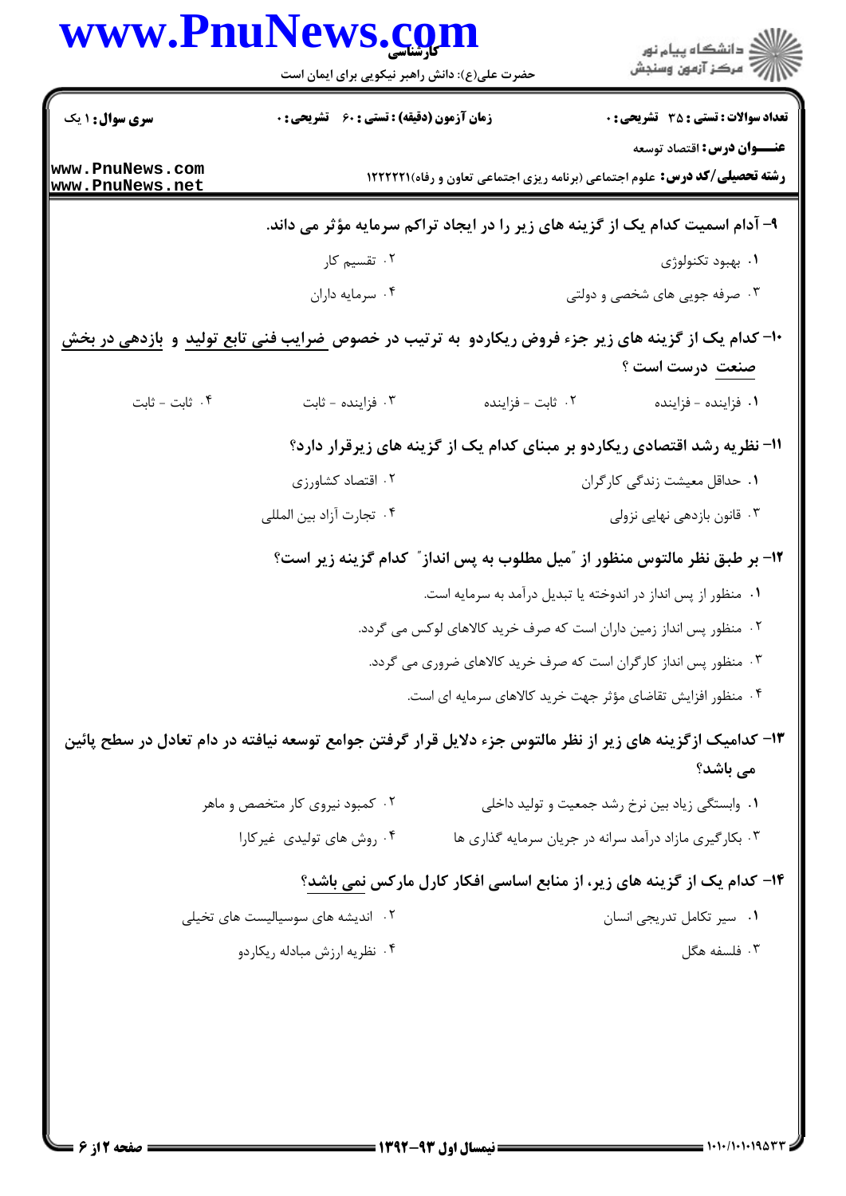۹– آدام اسمیت کدام یک از گزینه های زیر را در ایجاد تراکم سرمایه مؤثر می داند.

۱. بهبود تکنولوژی
۲. تقسیم کار
۳. صرفه جویی های شخصی و دولتی
۴. سرمایه داران

۱۰– کدام یک از گزینه های زیر جزء فروض ریکاردو به ترتیب در خصوص ضرایب فنی تابع تولید و بازدهی در بخش صنعت درست است ؟

۱. فزاینده - فزاینده
۲. ثابت - فزاینده
۳. فزاینده - ثابت
۴. ثابت - ثابت

۱۱– نظریه رشد اقتصادی ریکاردو بر مبنای کدام یک از گزینه های زیرقرار دارد؟

۱. حداقل معیشت زندگی کارگران
۲. اقتصاد کشاورزی
۳. قانون بازدهی نهایی نزولی
۴. تجارت آزاد بین المللی

۱۲– بر طبق نظر مالتوس منظور از "میل مطلوب به پس انداز" کدام گزینه زیر است؟

۱. منظور از پس انداز در اندوخته یا تبدیل درآمد به سرمایه است.
۲. منظور پس انداز زمین داران است که صرف خرید کالاهای لوکس می گردد.
۳. منظور پس انداز کارگران است که صرف خرید کالاهای ضروری می گردد.
۴. منظور افزایش تقاضای مؤثر جهت خرید کالاهای سرمایه ای است.

۱۳– کدامیک ازگزینه های زیر از نظر مالتوس جزء دلایل قرار گرفتن جوامع توسعه نیافته در دام تعادل در سطح پائین می باشد؟

۱. وابستگی زیاد بین نرخ رشد جمعیت و تولید داخلی
۲. کمبود نیروی کار متخصص و ماهر
۳. بکارگیری مازاد درآمد سرانه در جریان سرمایه گذاری ها
۴. روش های تولیدی غیرکارا

۱۴– کدام یک از گزینه های زیر، از منابع اساسی افکار کارل مارکس نمی باشد؟

۱. سیر تکامل تدریجی انسان
۲. اندیشه های سوسیالیست های تخیلی
۳. فلسفه هگل
۴. نظریه ارزش مبادله ریکاردو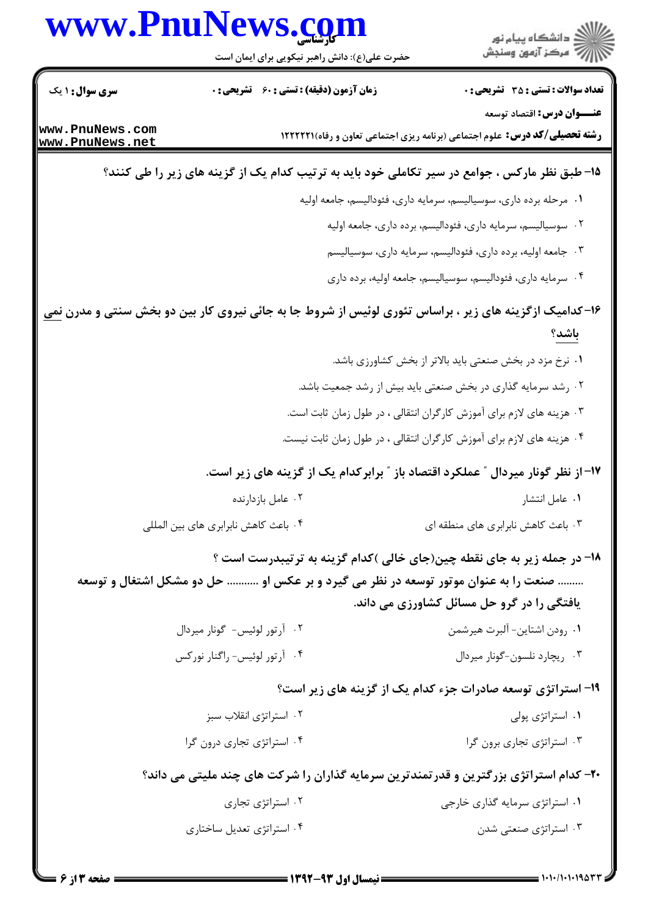۱۵- طبق نظر مارکس ، جوامع در سیر تکاملی خود باید به ترتیب کدام یک از گزینه های زیر را طی کنند؟

۱. مرحله برده داری، سوسیالیسم، سرمایه داری، فئودالیسم، جامعه اولیه

۲. سوسیالیسم، سرمایه داری، فئودالیسم، برده داری، جامعه اولیه

۳. جامعه اولیه، برده داری، فئودالیسم، سرمایه داری، سوسیالیسم

۴. سرمایه داری، فئودالیسم، سوسیالیسم، جامعه اولیه، برده داری

۱۶- کدامیک ازگزینه های زیر ، براساس تئوری لوئیس از شروط جا به جائی نیروی کار بین دو بخش سنتی و مدرن نمی باشد؟

۱. نرخ مزد در بخش صنعتی باید بالاتر از بخش کشاورزی باشد.

۲. رشد سرمایه گذاری در بخش صنعتی باید بیش از رشد جمعیت باشد.

۳. هزینه های لازم برای آموزش کارگران انتقالی ، در طول زمان ثابت است.

۴. هزینه های لازم برای آموزش کارگران انتقالی ، در طول زمان ثابت نیست.

۱۷- از نظر گونار میردال " عملکرد اقتصاد باز " برابرکدام یک از گزینه های زیر است.

۱. عامل انتشار

۲. عامل بازدارنده

۳. باعث کاهش نابرابری های منطقه ای

۴. باعث کاهش نابرابری های بین المللی

۱۸- در جمله زیر به جای نقطه چین(جای خالی )کدام گزینه به ترتیبدرست است ؟

........ صنعت را به عنوان موتور توسعه در نظر می گیرد و بر عکس او .......... حل دو مشکل اشتغال و توسعه یافتگی را در گرو حل مسائل کشاورزی می داند.

۱. رودن اشتاین- آلبرت هیرشمن

۲. آرتور لوئیس- گونار میردال

۳. ریچارد نلسون-گونار میردال

۴. آرتور لوئیس- راگنار نورکس

۱۹- استراتژی توسعه صادرات جزء کدام یک از گزینه های زیر است؟

۱. استراتژی پولی

۲. استراتژی انقلاب سبز

۳. استراتژی تجاری برون گرا

۴. استراتژی تجاری درون گرا

۲۰- کدام استراتژی بزرگترین و قدرتمندترین سرمایه گذاران را شرکت های چند ملیتی می داند؟

۱. استراتژی سرمایه گذاری خارجی

۲. استراتژی تجاری

۳. استراتژی صنعتی شدن

۴. استراتژی تعدیل ساختاری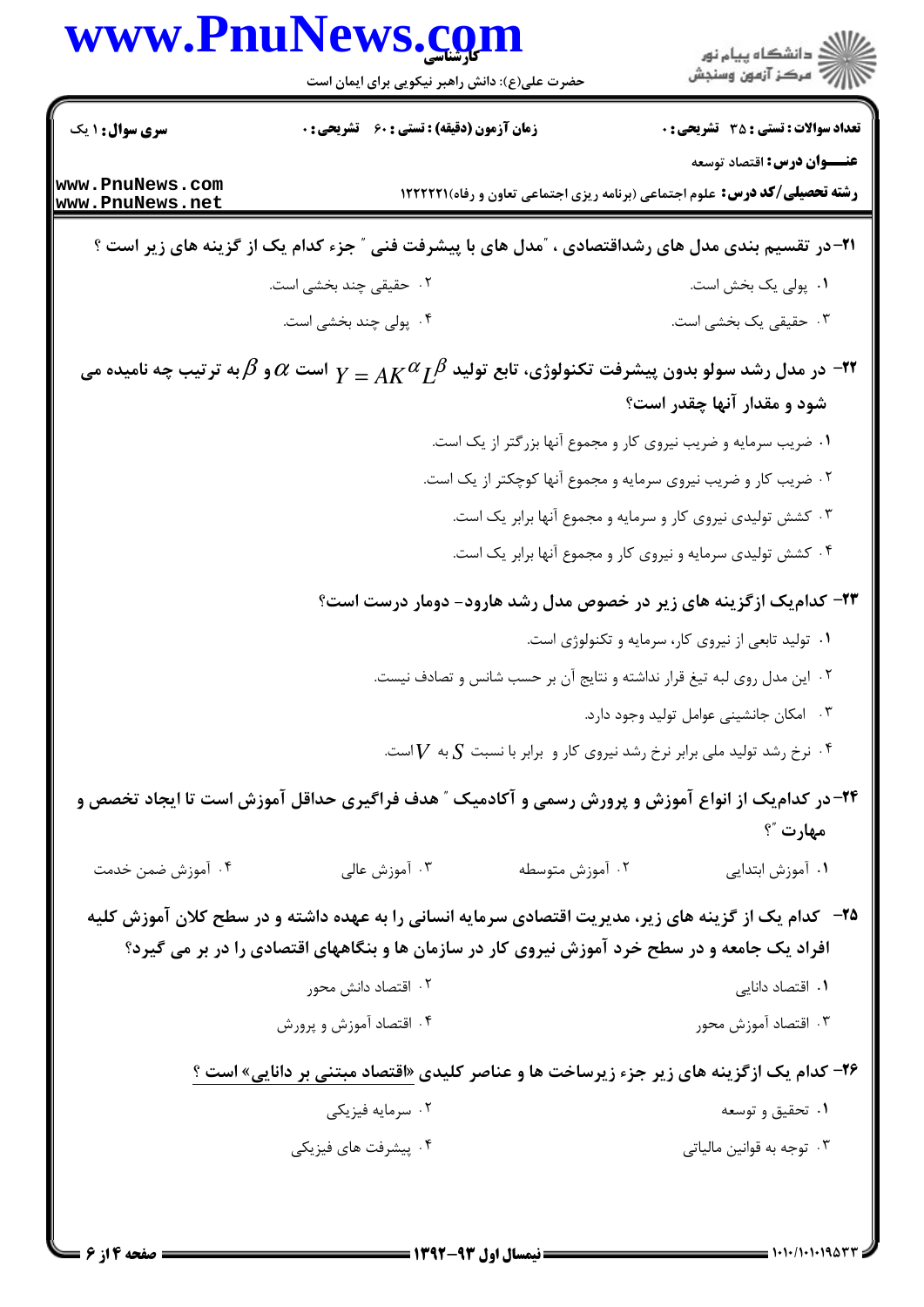**۲۱- در تقسیم بندی مدل های رشداقتصادی ، "مدل های با پیشرفت فنی " جزء کدام یک از گزینه های زیر است ؟**

۱. پولی یک بخش است.

۲. حقیقی چند بخشی است.

۳. حقیقی یک بخشی است.

۴. پولی چند بخشی است.

**۲۲- در مدل رشد سولو بدون پیشرفت تکنولوژی، تابع تولید $Y = AK^{\alpha}L^{\beta}$ است $\alpha$ و $\beta$ به ترتیب چه نامیده می شود و مقدار آنها چقدر است؟**

۱. ضریب سرمایه و ضریب نیروی کار و مجموع آنها بزرگتر از یک است.

۲. ضریب کار و ضریب نیروی سرمایه و مجموع آنها کوچکتر از یک است.

۳. کشش تولیدی نیروی کار و سرمایه و مجموع آنها برابر یک است.

۴. کشش تولیدی سرمایه و نیروی کار و مجموع آنها برابر یک است.

**۲۳- کدام‌یک ازگزینه های زیر در خصوص مدل رشد هارود- دومار درست است؟**

۱. تولید تابعی از نیروی کار، سرمایه و تکنولوژی است.

۲. این مدل روی لبه تیغ قرار نداشته و نتایج آن بر حسب شانس و تصادف نیست.

۳. امکان جانشینی عوامل تولید وجود دارد.

۴. نرخ رشد تولید ملی برابر نرخ رشد نیروی کار و برابر با نسبت $S$ به $V$ است.

**۲۴- در کدام‌یک از انواع آموزش و پرورش رسمی و آکادمیک " هدف فراگیری حداقل آموزش است تا ایجاد تخصص و مهارت "؟**

۱. آموزش ابتدایی

۲. آموزش متوسطه

۳. آموزش عالی

۴. آموزش ضمن خدمت

**۲۵- کدام یک از گزینه های زیر، مدیریت اقتصادی سرمایه انسانی را به عهده داشته و در سطح کلان آموزش کلیه افراد یک جامعه و در سطح خرد آموزش نیروی کار در سازمان ها و بنگاههای اقتصادی را در بر می گیرد؟**

۱. اقتصاد دانایی

۲. اقتصاد دانش محور

۳. اقتصاد آموزش محور

۴. اقتصاد آموزش و پرورش

**۲۶- کدام یک ازگزینه های زیر جزء زیرساخت ها و عناصر کلیدی «اقتصاد مبتنی بر دانایی» است ؟**

۱. تحقیق و توسعه

۲. سرمایه فیزیکی

۳. توجه به قوانین مالیاتی

۴. پیشرفت های فیزیکی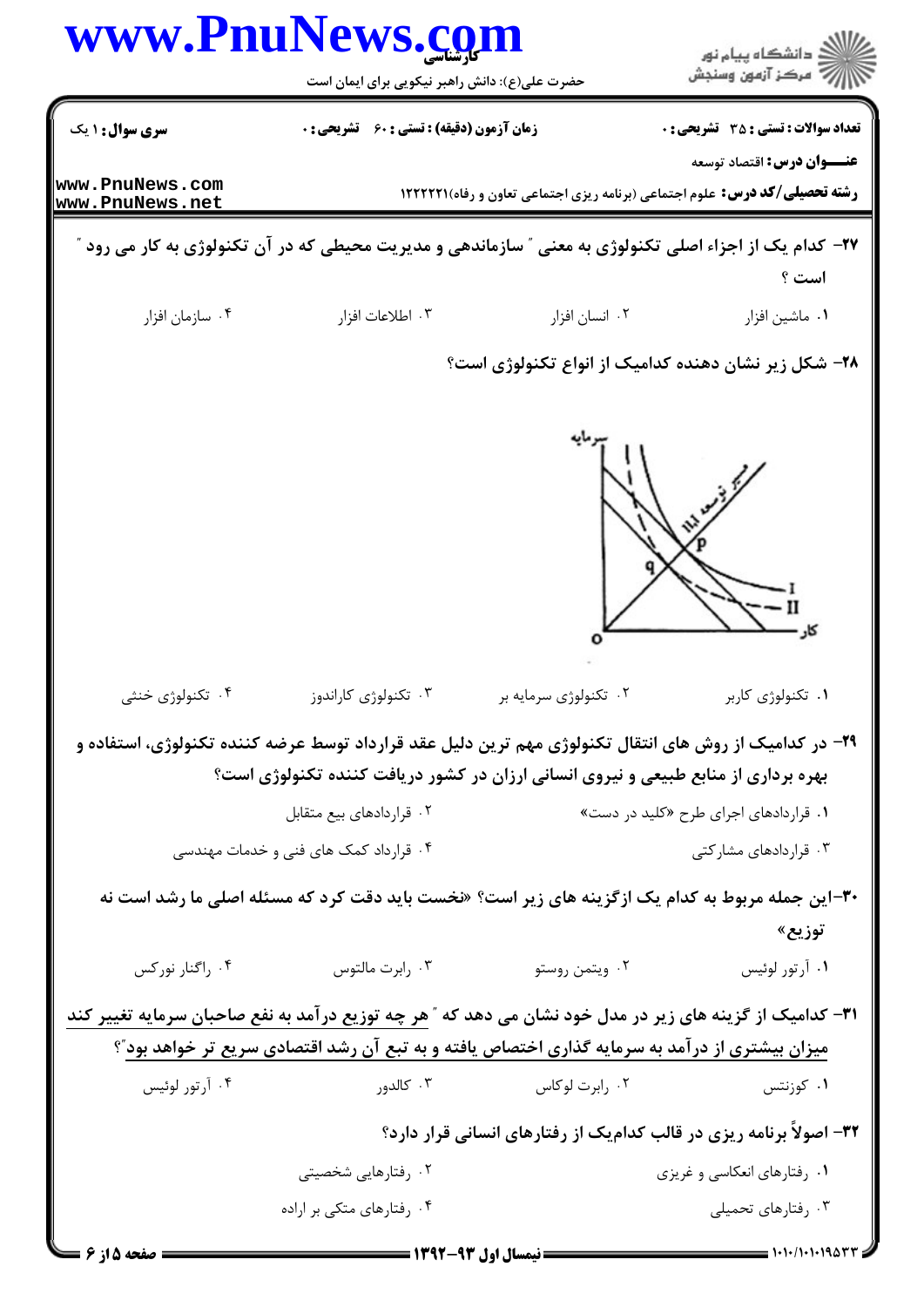۲۷- کدام یک از اجزاء اصلی تکنولوژی به معنی " سازماندهی و مدیریت محیطی که در آن تکنولوژی به کار می رود " است ؟

۱. ماشین افزار
۲. انسان افزار
۳. اطلاعات افزار
۴. سازمان افزار

۲۸- شکل زیر نشان دهنده کدامیک از انواع تکنولوژی است؟

۱. تکنولوژی کاربر
۲. تکنولوژی سرمایه بر
۳. تکنولوژی کاراندوز
۴. تکنولوژی خنثی

۲۹- در کدامیک از روش های انتقال تکنولوژی مهم ترین دلیل عقد قرارداد توسط عرضه کننده تکنولوژی، استفاده و بهره برداری از منابع طبیعی و نیروی انسانی ارزان در کشور دریافت کننده تکنولوژی است؟

۱. قراردادهای اجرای طرح «کلید در دست»
۲. قراردادهای بیع متقابل
۳. قراردادهای مشارکتی
۴. قرارداد کمک های فنی و خدمات مهندسی

۳۰- این جمله مربوط به کدام یک ازگزینه های زیر است؟ «نخست باید دقت کرد که مسئله اصلی ما رشد است نه توزیع»

۱. آرتور لوئیس
۲. ویتمن روستو
۳. رابرت مالتوس
۴. راگنار نورکس

۳۱- کدامیک از گزینه های زیر در مدل خود نشان می دهد که " هر چه توزیع درآمد به نفع صاحبان سرمایه تغییر کند میزان بیشتری از درآمد به سرمایه گذاری اختصاص یافته و به تبع آن رشد اقتصادی سریع تر خواهد بود"؟

۱. کوزنتس
۲. رابرت لوکاس
۳. کالدور
۴. آرتور لوئیس

۳۲- اصولاً برنامه ریزی در قالب کدام‌یک از رفتارهای انسانی قرار دارد؟

۱. رفتارهای انعکاسی و غریزی
۲. رفتارهایی شخصیتی
۳. رفتارهای تحمیلی
۴. رفتارهای متکی بر اراده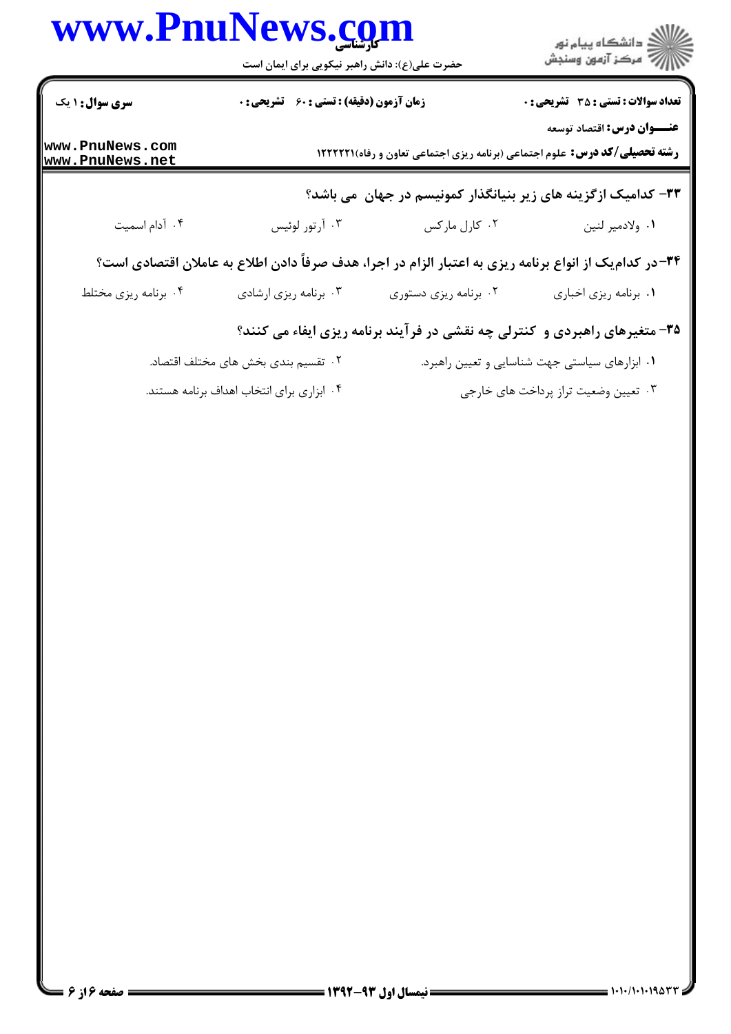۳۳- کدامیک ازگزینه های زیر بنیانگذار کمونیسم در جهان  می باشد؟

۱. ولادمیر لنین
۲. کارل مارکس
۳. آرتور لوئیس
۴. آدام اسمیت

۳۴-در کدام‌یک از انواع برنامه ریزی به اعتبار الزام در اجرا، هدف صرفاً دادن اطلاع به عاملان اقتصادی است؟

۱. برنامه ریزی اخباری
۲. برنامه ریزی دستوری
۳. برنامه ریزی ارشادی
۴. برنامه ریزی مختلط

۳۵- متغیرهای راهبردی و  کنترلی چه نقشی در فرآیند برنامه ریزی ایفاء می کنند؟

۱. ابزارهای سیاستی جهت شناسایی و تعیین راهبرد.
۲. تقسیم بندی بخش های مختلف اقتصاد.
۳. تعیین وضعیت تراز پرداخت های خارجی
۴. ابزاری برای انتخاب اهداف برنامه هستند.